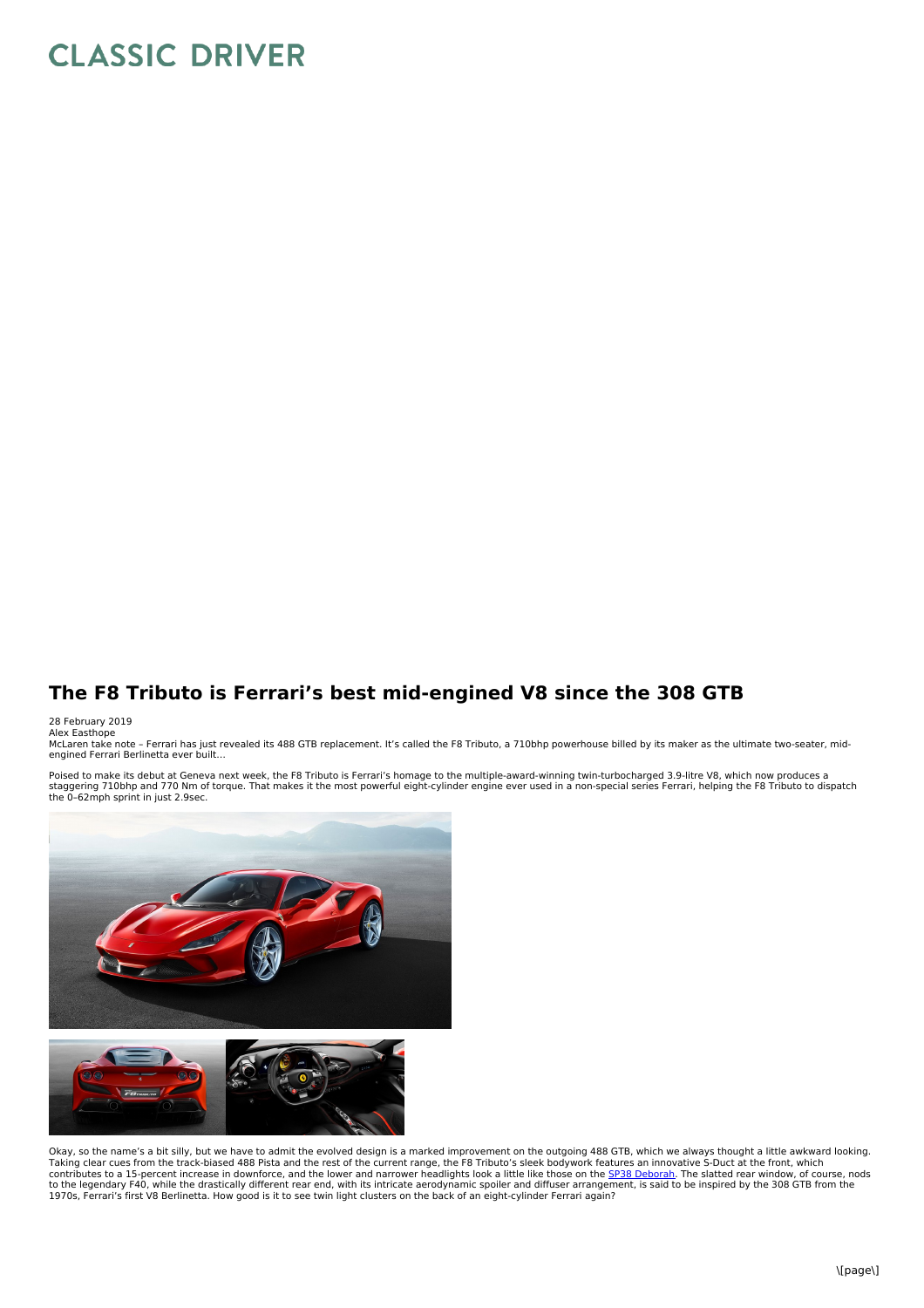# The F8 Tributo is Ferrari's best mid-engined V8 since the 308 GTB

28 February 2019
Alex Easthope
McLaren take note – Ferrari has just revealed its 488 GTB replacement. It's called the F8 Tributo, a 710bhp powerhouse billed by its maker as the ultimate two-seater, mid-engined Ferrari Berlinetta ever built…

Poised to make its debut at Geneva next week, the F8 Tributo is Ferrari's homage to the multiple-award-winning twin-turbocharged 3.9-litre V8, which now produces a staggering 710bhp and 770 Nm of torque. That makes it the most powerful eight-cylinder engine ever used in a non-special series Ferrari, helping the F8 Tributo to dispatch the 0–62mph sprint in just 2.9sec.

Okay, so the name's a bit silly, but we have to admit the evolved design is a marked improvement on the outgoing 488 GTB, which we always thought a little awkward looking. Taking clear cues from the track-biased 488 Pista and the rest of the current range, the F8 Tributo's sleek bodywork features an innovative S-Duct at the front, which contributes to a 15-percent increase in downforce, and the lower and narrower headlights look a little like those on the SP38 Deborah. The slatted rear window, of course, nods to the legendary F40, while the drastically different rear end, with its intricate aerodynamic spoiler and diffuser arrangement, is said to be inspired by the 308 GTB from the 1970s, Ferrari's first V8 Berlinetta. How good is it to see twin light clusters on the back of an eight-cylinder Ferrari again?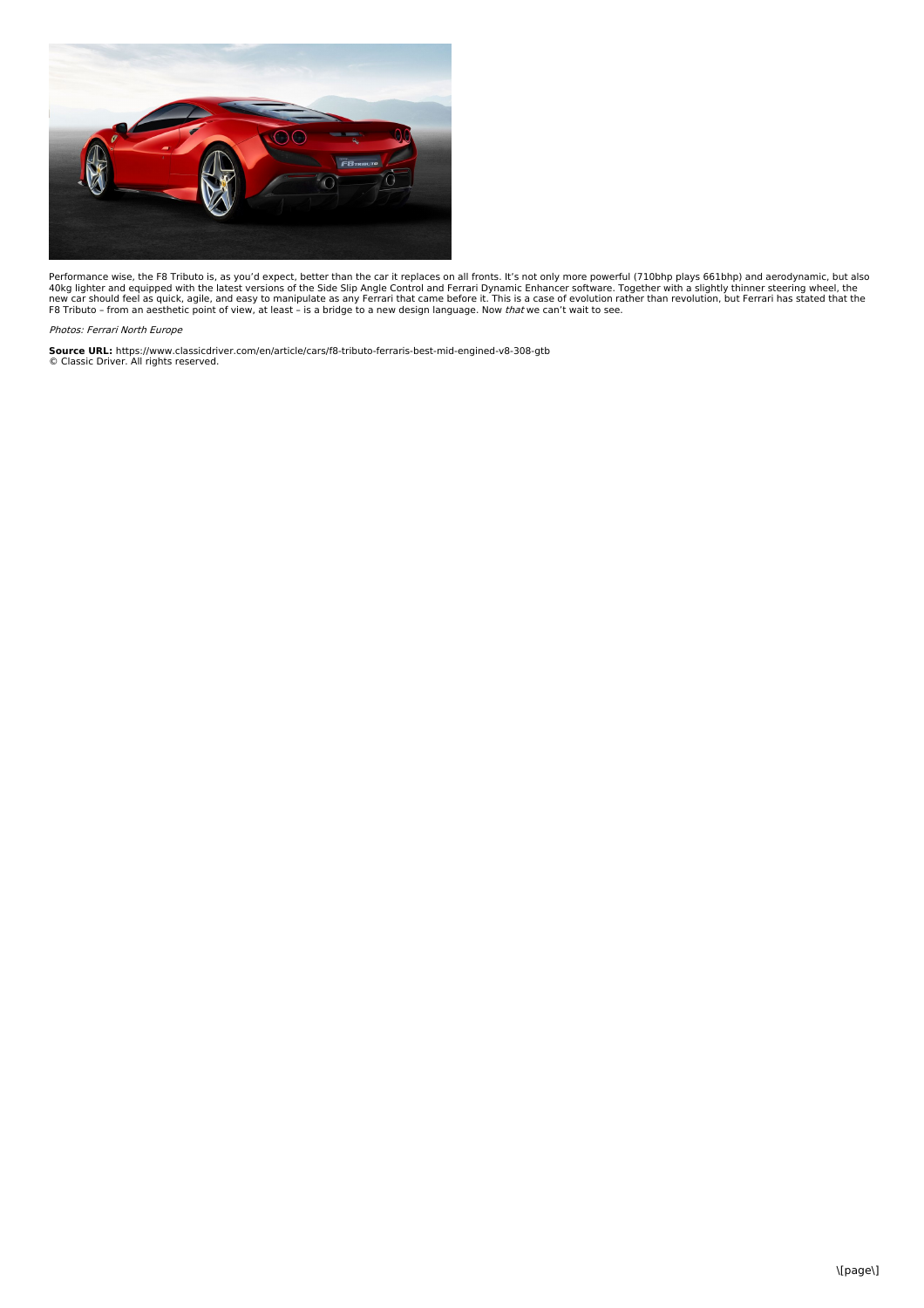Performance wise, the F8 Tributo is, as you'd expect, better than the car it replaces on all fronts. It's not only more powerful (710bhp plays 661bhp) and aerodynamic, but also 40kg lighter and equipped with the latest versions of the Side Slip Angle Control and Ferrari Dynamic Enhancer software. Together with a slightly thinner steering wheel, the new car should feel as quick, agile, and easy to manipulate as any Ferrari that came before it. This is a case of evolution rather than revolution, but Ferrari has stated that the F8 Tributo – from an aesthetic point of view, at least – is a bridge to a new design language. Now *that* we can't wait to see.

*Photos: Ferrari North Europe*

**Source URL:** https://www.classicdriver.com/en/article/cars/f8-tributo-ferraris-best-mid-engined-v8-308-gtb
© Classic Driver. All rights reserved.